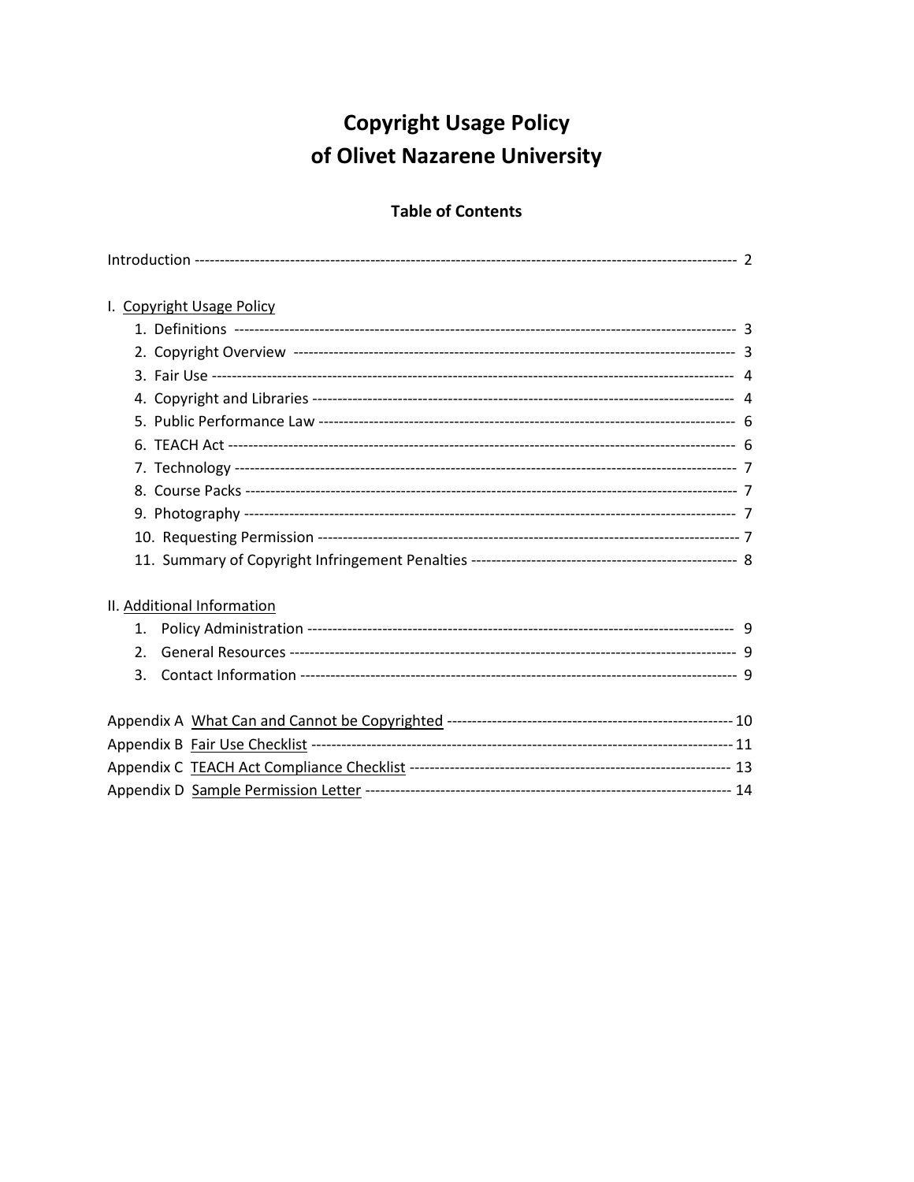# Copyright Usage Policy of Olivet Nazarene University

## Table of Contents

Introduction ---------------------------------------------------------------------------------------------------------- 2

I. Copyright Usage Policy

1. Definitions ------------------------------------------------------------------------------------------------- 3
2. Copyright Overview ---------------------------------------------------------------------------------------- 3
3. Fair Use ------------------------------------------------------------------------------------------------------ 4
4. Copyright and Libraries ------------------------------------------------------------------------------------ 4
5. Public Performance Law ----------------------------------------------------------------------------------- 6
6. TEACH Act -------------------------------------------------------------------------------------------------- 6
7. Technology -------------------------------------------------------------------------------------------------- 7
8. Course Packs ------------------------------------------------------------------------------------------------ 7
9. Photography ------------------------------------------------------------------------------------------------- 7
10. Requesting Permission ----------------------------------------------------------------------------------- 7
11. Summary of Copyright Infringement Penalties ---------------------------------------------------- 8

II. Additional Information

1. Policy Administration -------------------------------------------------------------------------------- 9
2. General Resources ------------------------------------------------------------------------------------ 9
3. Contact Information ---------------------------------------------------------------------------------- 9

Appendix A What Can and Cannot be Copyrighted ------------------------------------------------------ 10

Appendix B Fair Use Checklist ---------------------------------------------------------------------------- 11

Appendix C TEACH Act Compliance Checklist ------------------------------------------------------------ 13

Appendix D Sample Permission Letter --------------------------------------------------------------------- 14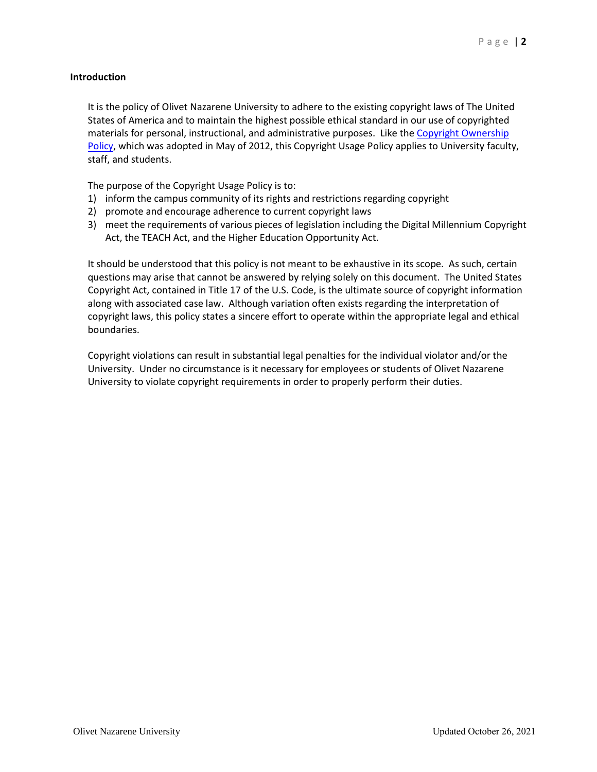## Introduction

It is the policy of Olivet Nazarene University to adhere to the existing copyright laws of The United States of America and to maintain the highest possible ethical standard in our use of copyrighted materials for personal, instructional, and administrative purposes. Like the [Copyright Ownership Policy](), which was adopted in May of 2012, this Copyright Usage Policy applies to University faculty, staff, and students.

The purpose of the Copyright Usage Policy is to:

1) inform the campus community of its rights and restrictions regarding copyright
2) promote and encourage adherence to current copyright laws
3) meet the requirements of various pieces of legislation including the Digital Millennium Copyright Act, the TEACH Act, and the Higher Education Opportunity Act.

It should be understood that this policy is not meant to be exhaustive in its scope. As such, certain questions may arise that cannot be answered by relying solely on this document. The United States Copyright Act, contained in Title 17 of the U.S. Code, is the ultimate source of copyright information along with associated case law. Although variation often exists regarding the interpretation of copyright laws, this policy states a sincere effort to operate within the appropriate legal and ethical boundaries.

Copyright violations can result in substantial legal penalties for the individual violator and/or the University. Under no circumstance is it necessary for employees or students of Olivet Nazarene University to violate copyright requirements in order to properly perform their duties.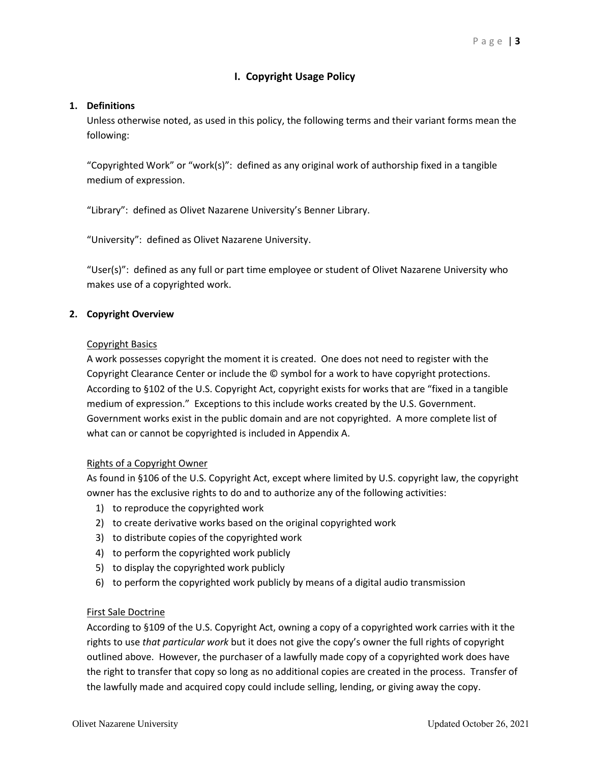# I. Copyright Usage Policy

## 1. Definitions

Unless otherwise noted, as used in this policy, the following terms and their variant forms mean the following:

"Copyrighted Work" or "work(s)": defined as any original work of authorship fixed in a tangible medium of expression.

"Library": defined as Olivet Nazarene University's Benner Library.

"University": defined as Olivet Nazarene University.

"User(s)": defined as any full or part time employee or student of Olivet Nazarene University who makes use of a copyrighted work.

## 2. Copyright Overview

Copyright Basics

A work possesses copyright the moment it is created. One does not need to register with the Copyright Clearance Center or include the © symbol for a work to have copyright protections. According to §102 of the U.S. Copyright Act, copyright exists for works that are "fixed in a tangible medium of expression." Exceptions to this include works created by the U.S. Government. Government works exist in the public domain and are not copyrighted. A more complete list of what can or cannot be copyrighted is included in Appendix A.

Rights of a Copyright Owner

As found in §106 of the U.S. Copyright Act, except where limited by U.S. copyright law, the copyright owner has the exclusive rights to do and to authorize any of the following activities:

1) to reproduce the copyrighted work
2) to create derivative works based on the original copyrighted work
3) to distribute copies of the copyrighted work
4) to perform the copyrighted work publicly
5) to display the copyrighted work publicly
6) to perform the copyrighted work publicly by means of a digital audio transmission

First Sale Doctrine

According to §109 of the U.S. Copyright Act, owning a copy of a copyrighted work carries with it the rights to use *that particular work* but it does not give the copy's owner the full rights of copyright outlined above. However, the purchaser of a lawfully made copy of a copyrighted work does have the right to transfer that copy so long as no additional copies are created in the process. Transfer of the lawfully made and acquired copy could include selling, lending, or giving away the copy.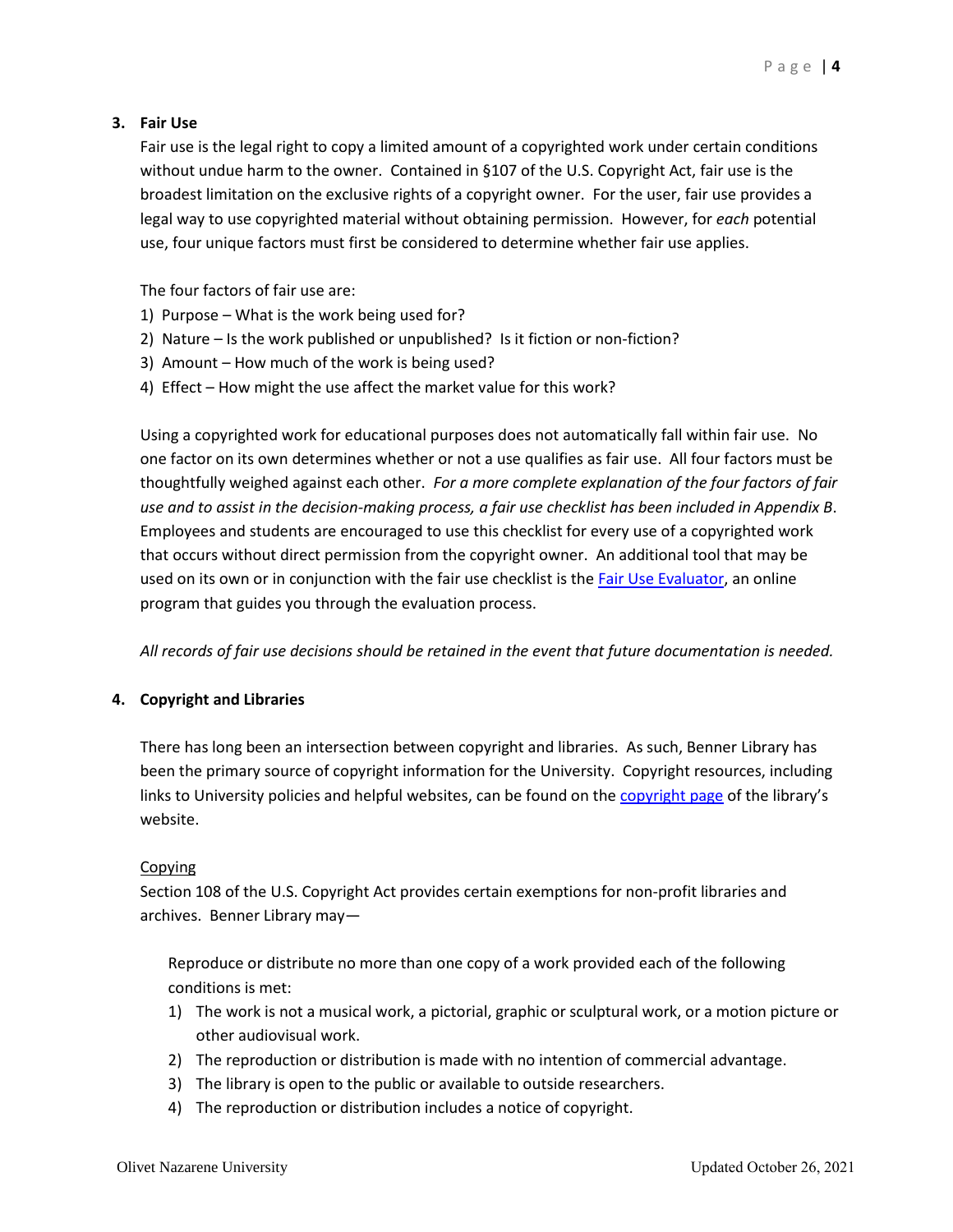## 3. Fair Use

Fair use is the legal right to copy a limited amount of a copyrighted work under certain conditions without undue harm to the owner. Contained in §107 of the U.S. Copyright Act, fair use is the broadest limitation on the exclusive rights of a copyright owner. For the user, fair use provides a legal way to use copyrighted material without obtaining permission. However, for *each* potential use, four unique factors must first be considered to determine whether fair use applies.

The four factors of fair use are:

1) Purpose – What is the work being used for?
2) Nature – Is the work published or unpublished? Is it fiction or non-fiction?
3) Amount – How much of the work is being used?
4) Effect – How might the use affect the market value for this work?

Using a copyrighted work for educational purposes does not automatically fall within fair use. No one factor on its own determines whether or not a use qualifies as fair use. All four factors must be thoughtfully weighed against each other. *For a more complete explanation of the four factors of fair use and to assist in the decision-making process, a fair use checklist has been included in Appendix B*. Employees and students are encouraged to use this checklist for every use of a copyrighted work that occurs without direct permission from the copyright owner. An additional tool that may be used on its own or in conjunction with the fair use checklist is the Fair Use Evaluator, an online program that guides you through the evaluation process.

*All records of fair use decisions should be retained in the event that future documentation is needed.*

## 4. Copyright and Libraries

There has long been an intersection between copyright and libraries. As such, Benner Library has been the primary source of copyright information for the University. Copyright resources, including links to University policies and helpful websites, can be found on the copyright page of the library's website.

Copying

Section 108 of the U.S. Copyright Act provides certain exemptions for non-profit libraries and archives. Benner Library may—

Reproduce or distribute no more than one copy of a work provided each of the following conditions is met:

1) The work is not a musical work, a pictorial, graphic or sculptural work, or a motion picture or other audiovisual work.
2) The reproduction or distribution is made with no intention of commercial advantage.
3) The library is open to the public or available to outside researchers.
4) The reproduction or distribution includes a notice of copyright.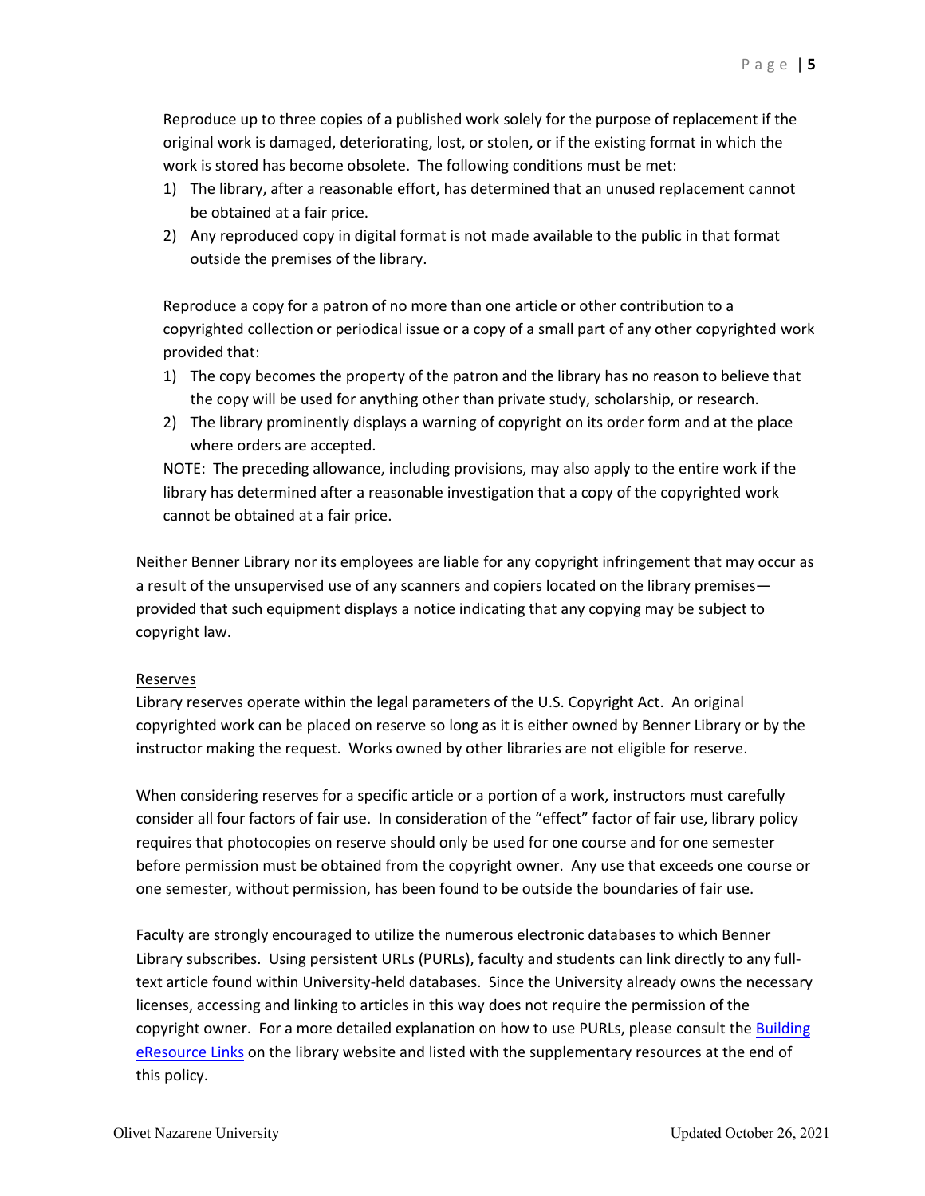Reproduce up to three copies of a published work solely for the purpose of replacement if the original work is damaged, deteriorating, lost, or stolen, or if the existing format in which the work is stored has become obsolete. The following conditions must be met:

1) The library, after a reasonable effort, has determined that an unused replacement cannot be obtained at a fair price.
2) Any reproduced copy in digital format is not made available to the public in that format outside the premises of the library.

Reproduce a copy for a patron of no more than one article or other contribution to a copyrighted collection or periodical issue or a copy of a small part of any other copyrighted work provided that:

1) The copy becomes the property of the patron and the library has no reason to believe that the copy will be used for anything other than private study, scholarship, or research.
2) The library prominently displays a warning of copyright on its order form and at the place where orders are accepted.

NOTE: The preceding allowance, including provisions, may also apply to the entire work if the library has determined after a reasonable investigation that a copy of the copyrighted work cannot be obtained at a fair price.

Neither Benner Library nor its employees are liable for any copyright infringement that may occur as a result of the unsupervised use of any scanners and copiers located on the library premises—provided that such equipment displays a notice indicating that any copying may be subject to copyright law.

Reserves

Library reserves operate within the legal parameters of the U.S. Copyright Act. An original copyrighted work can be placed on reserve so long as it is either owned by Benner Library or by the instructor making the request. Works owned by other libraries are not eligible for reserve.

When considering reserves for a specific article or a portion of a work, instructors must carefully consider all four factors of fair use. In consideration of the "effect" factor of fair use, library policy requires that photocopies on reserve should only be used for one course and for one semester before permission must be obtained from the copyright owner. Any use that exceeds one course or one semester, without permission, has been found to be outside the boundaries of fair use.

Faculty are strongly encouraged to utilize the numerous electronic databases to which Benner Library subscribes. Using persistent URLs (PURLs), faculty and students can link directly to any full-text article found within University-held databases. Since the University already owns the necessary licenses, accessing and linking to articles in this way does not require the permission of the copyright owner. For a more detailed explanation on how to use PURLs, please consult the Building eResource Links on the library website and listed with the supplementary resources at the end of this policy.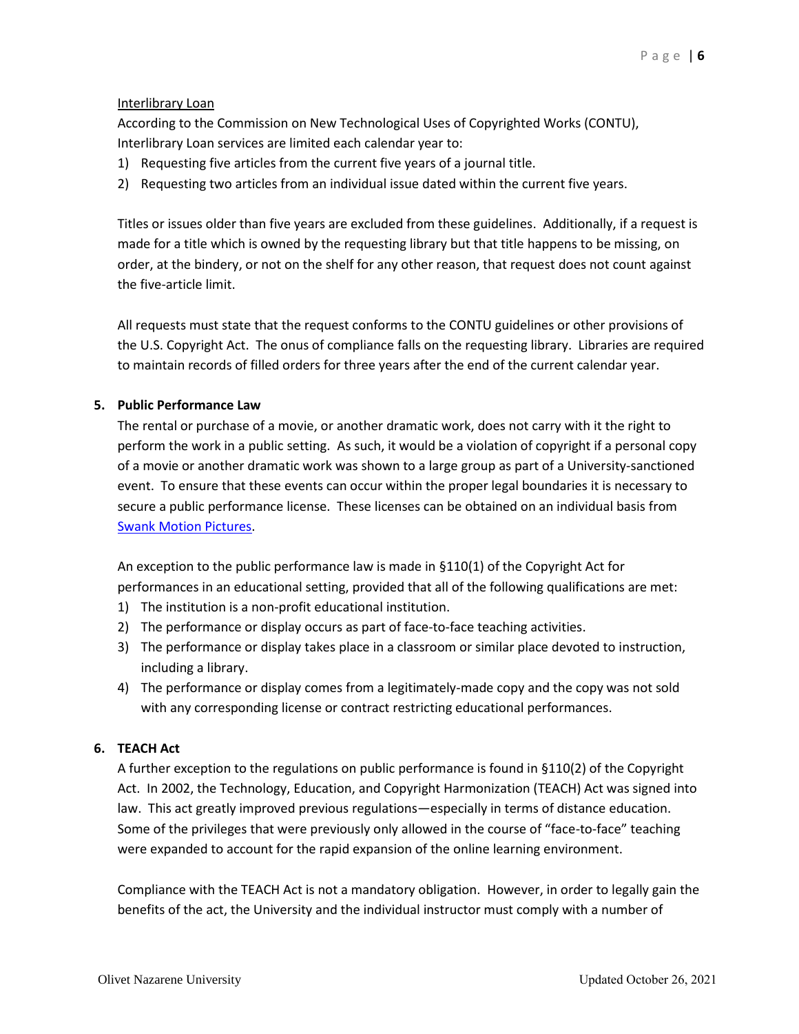Interlibrary Loan

According to the Commission on New Technological Uses of Copyrighted Works (CONTU), Interlibrary Loan services are limited each calendar year to:

1) Requesting five articles from the current five years of a journal title.
2) Requesting two articles from an individual issue dated within the current five years.

Titles or issues older than five years are excluded from these guidelines. Additionally, if a request is made for a title which is owned by the requesting library but that title happens to be missing, on order, at the bindery, or not on the shelf for any other reason, that request does not count against the five-article limit.

All requests must state that the request conforms to the CONTU guidelines or other provisions of the U.S. Copyright Act. The onus of compliance falls on the requesting library. Libraries are required to maintain records of filled orders for three years after the end of the current calendar year.

**5. Public Performance Law**

The rental or purchase of a movie, or another dramatic work, does not carry with it the right to perform the work in a public setting. As such, it would be a violation of copyright if a personal copy of a movie or another dramatic work was shown to a large group as part of a University-sanctioned event. To ensure that these events can occur within the proper legal boundaries it is necessary to secure a public performance license. These licenses can be obtained on an individual basis from Swank Motion Pictures.

An exception to the public performance law is made in §110(1) of the Copyright Act for performances in an educational setting, provided that all of the following qualifications are met:

1) The institution is a non-profit educational institution.
2) The performance or display occurs as part of face-to-face teaching activities.
3) The performance or display takes place in a classroom or similar place devoted to instruction, including a library.
4) The performance or display comes from a legitimately-made copy and the copy was not sold with any corresponding license or contract restricting educational performances.

**6. TEACH Act**

A further exception to the regulations on public performance is found in §110(2) of the Copyright Act. In 2002, the Technology, Education, and Copyright Harmonization (TEACH) Act was signed into law. This act greatly improved previous regulations—especially in terms of distance education. Some of the privileges that were previously only allowed in the course of "face-to-face" teaching were expanded to account for the rapid expansion of the online learning environment.

Compliance with the TEACH Act is not a mandatory obligation. However, in order to legally gain the benefits of the act, the University and the individual instructor must comply with a number of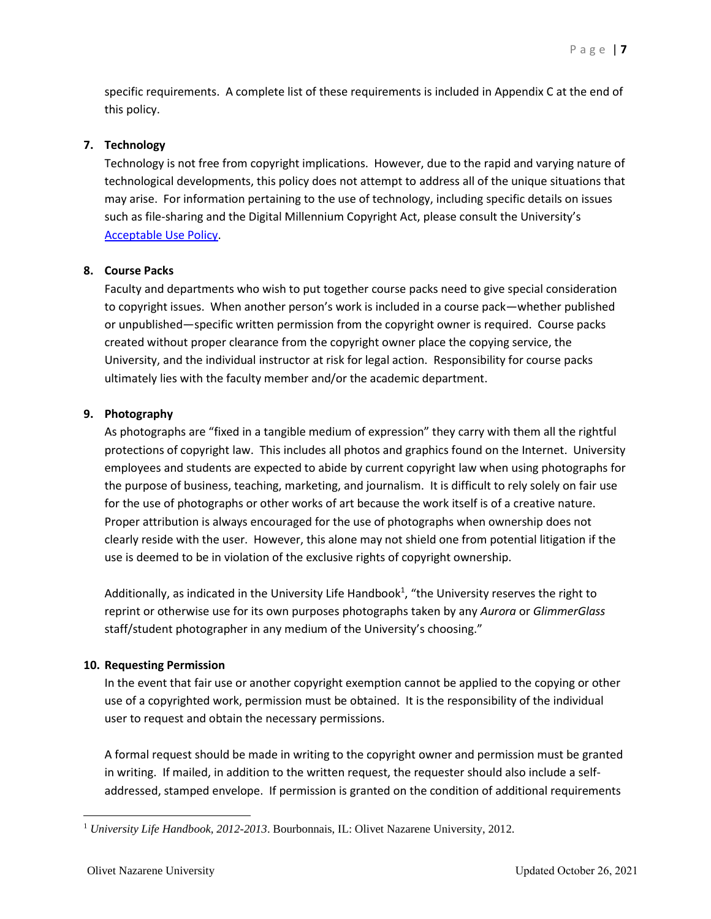specific requirements. A complete list of these requirements is included in Appendix C at the end of this policy.

### 7. Technology

Technology is not free from copyright implications. However, due to the rapid and varying nature of technological developments, this policy does not attempt to address all of the unique situations that may arise. For information pertaining to the use of technology, including specific details on issues such as file-sharing and the Digital Millennium Copyright Act, please consult the University's Acceptable Use Policy.

### 8. Course Packs

Faculty and departments who wish to put together course packs need to give special consideration to copyright issues. When another person's work is included in a course pack—whether published or unpublished—specific written permission from the copyright owner is required. Course packs created without proper clearance from the copyright owner place the copying service, the University, and the individual instructor at risk for legal action. Responsibility for course packs ultimately lies with the faculty member and/or the academic department.

### 9. Photography

As photographs are "fixed in a tangible medium of expression" they carry with them all the rightful protections of copyright law. This includes all photos and graphics found on the Internet. University employees and students are expected to abide by current copyright law when using photographs for the purpose of business, teaching, marketing, and journalism. It is difficult to rely solely on fair use for the use of photographs or other works of art because the work itself is of a creative nature. Proper attribution is always encouraged for the use of photographs when ownership does not clearly reside with the user. However, this alone may not shield one from potential litigation if the use is deemed to be in violation of the exclusive rights of copyright ownership.

Additionally, as indicated in the University Life Handbook[1], "the University reserves the right to reprint or otherwise use for its own purposes photographs taken by any *Aurora* or *GlimmerGlass* staff/student photographer in any medium of the University's choosing."

### 10. Requesting Permission

In the event that fair use or another copyright exemption cannot be applied to the copying or other use of a copyrighted work, permission must be obtained. It is the responsibility of the individual user to request and obtain the necessary permissions.

A formal request should be made in writing to the copyright owner and permission must be granted in writing. If mailed, in addition to the written request, the requester should also include a self-addressed, stamped envelope. If permission is granted on the condition of additional requirements

---

[1] *University Life Handbook, 2012-2013*. Bourbonnais, IL: Olivet Nazarene University, 2012.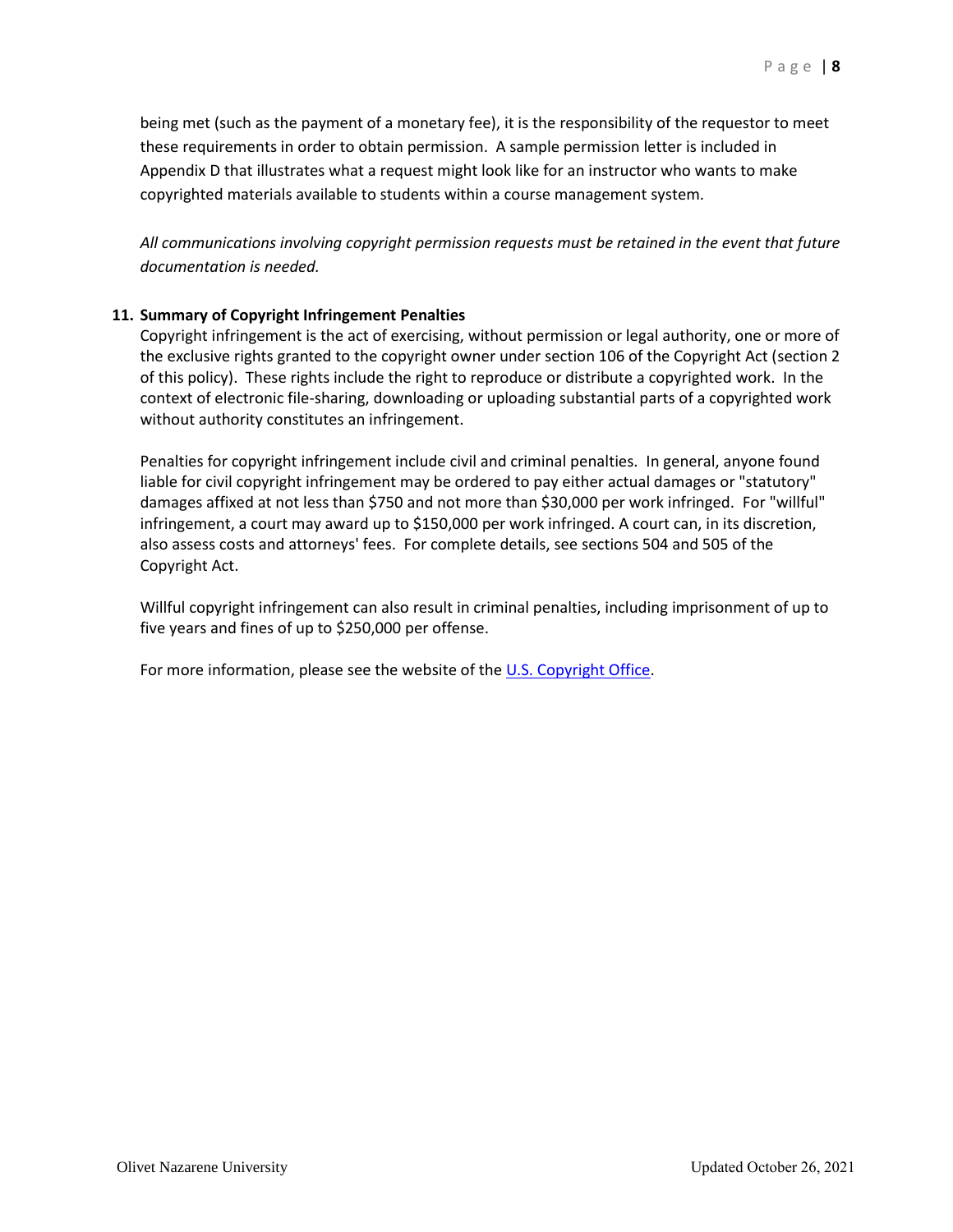being met (such as the payment of a monetary fee), it is the responsibility of the requestor to meet these requirements in order to obtain permission. A sample permission letter is included in Appendix D that illustrates what a request might look like for an instructor who wants to make copyrighted materials available to students within a course management system.

*All communications involving copyright permission requests must be retained in the event that future documentation is needed.*

## 11. Summary of Copyright Infringement Penalties

Copyright infringement is the act of exercising, without permission or legal authority, one or more of the exclusive rights granted to the copyright owner under section 106 of the Copyright Act (section 2 of this policy). These rights include the right to reproduce or distribute a copyrighted work. In the context of electronic file-sharing, downloading or uploading substantial parts of a copyrighted work without authority constitutes an infringement.

Penalties for copyright infringement include civil and criminal penalties. In general, anyone found liable for civil copyright infringement may be ordered to pay either actual damages or "statutory" damages affixed at not less than $750 and not more than $30,000 per work infringed. For "willful" infringement, a court may award up to $150,000 per work infringed. A court can, in its discretion, also assess costs and attorneys' fees. For complete details, see sections 504 and 505 of the Copyright Act.

Willful copyright infringement can also result in criminal penalties, including imprisonment of up to five years and fines of up to $250,000 per offense.

For more information, please see the website of the U.S. Copyright Office.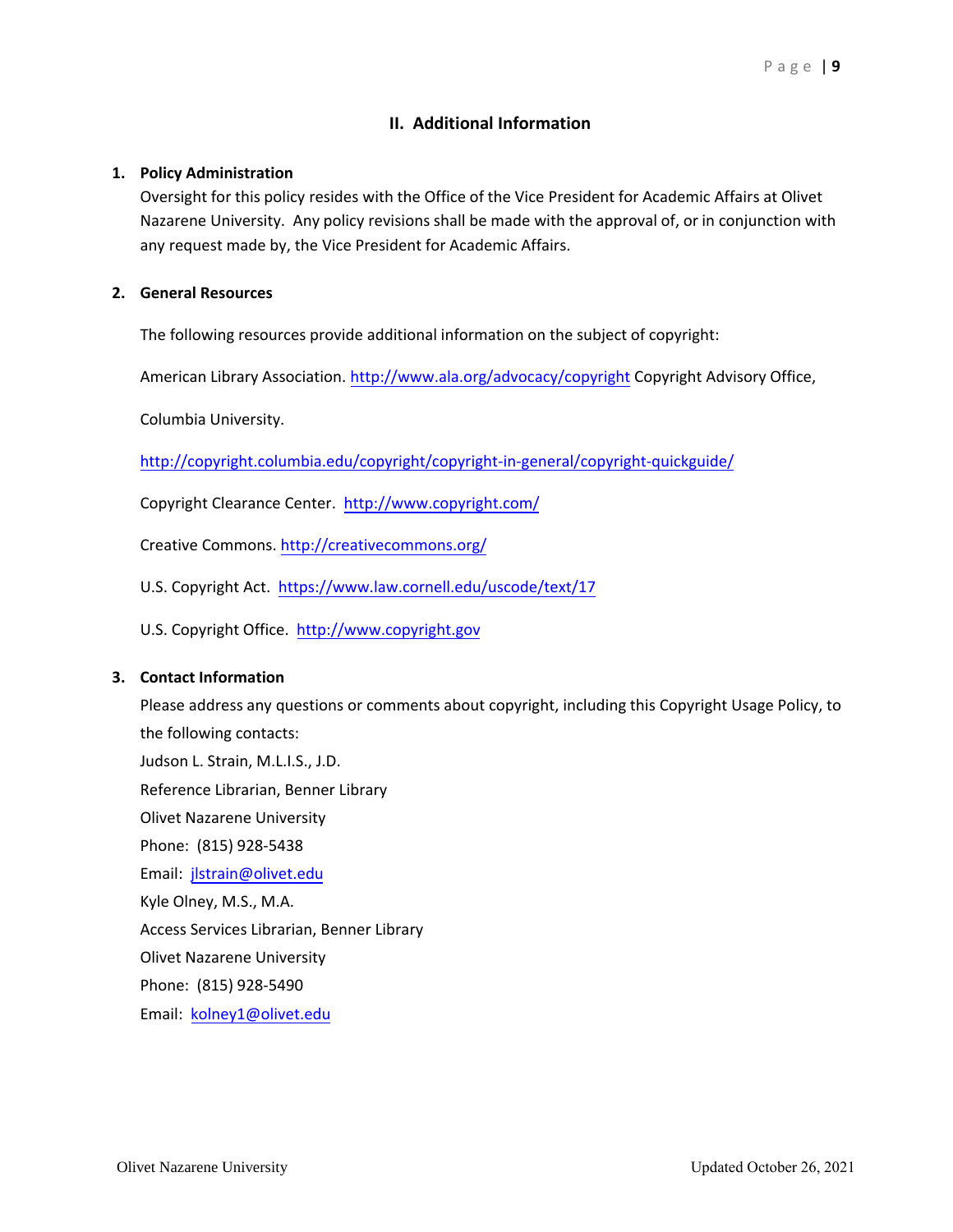## II. Additional Information

1. **Policy Administration**

   Oversight for this policy resides with the Office of the Vice President for Academic Affairs at Olivet Nazarene University. Any policy revisions shall be made with the approval of, or in conjunction with any request made by, the Vice President for Academic Affairs.

2. **General Resources**

   The following resources provide additional information on the subject of copyright:

   American Library Association. http://www.ala.org/advocacy/copyright Copyright Advisory Office,

   Columbia University.

   http://copyright.columbia.edu/copyright/copyright-in-general/copyright-quickguide/

   Copyright Clearance Center. http://www.copyright.com/

   Creative Commons. http://creativecommons.org/

   U.S. Copyright Act. https://www.law.cornell.edu/uscode/text/17

   U.S. Copyright Office. http://www.copyright.gov

3. **Contact Information**

   Please address any questions or comments about copyright, including this Copyright Usage Policy, to the following contacts:

   Judson L. Strain, M.L.I.S., J.D.
   Reference Librarian, Benner Library
   Olivet Nazarene University
   Phone: (815) 928-5438
   Email: jlstrain@olivet.edu

   Kyle Olney, M.S., M.A.
   Access Services Librarian, Benner Library
   Olivet Nazarene University
   Phone: (815) 928-5490
   Email: kolney1@olivet.edu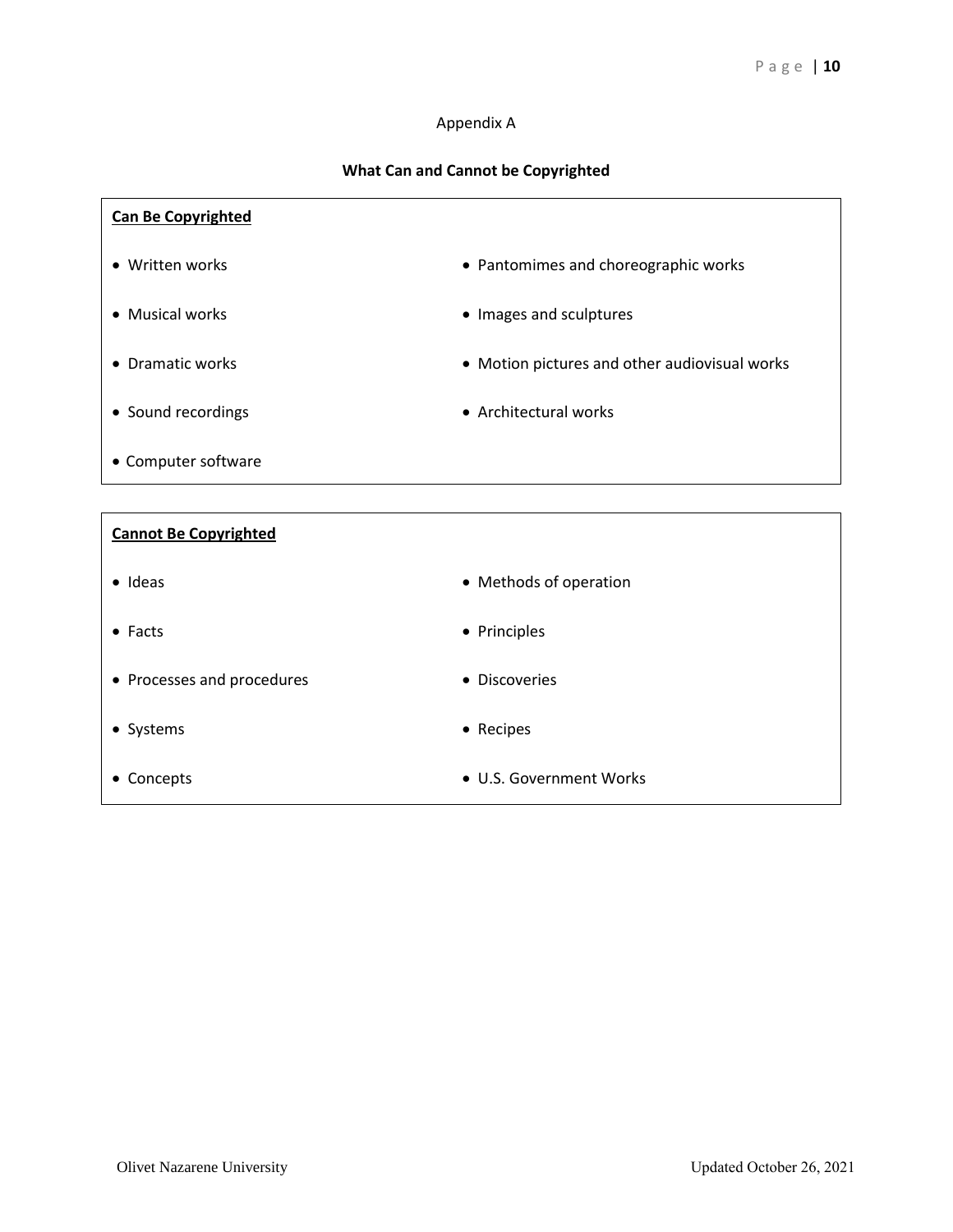# Appendix A

## What Can and Cannot be Copyrighted

**Can Be Copyrighted**

- Written works
- Musical works
- Dramatic works
- Sound recordings
- Computer software
- Pantomimes and choreographic works
- Images and sculptures
- Motion pictures and other audiovisual works
- Architectural works

**Cannot Be Copyrighted**

- Ideas
- Facts
- Processes and procedures
- Systems
- Concepts
- Methods of operation
- Principles
- Discoveries
- Recipes
- U.S. Government Works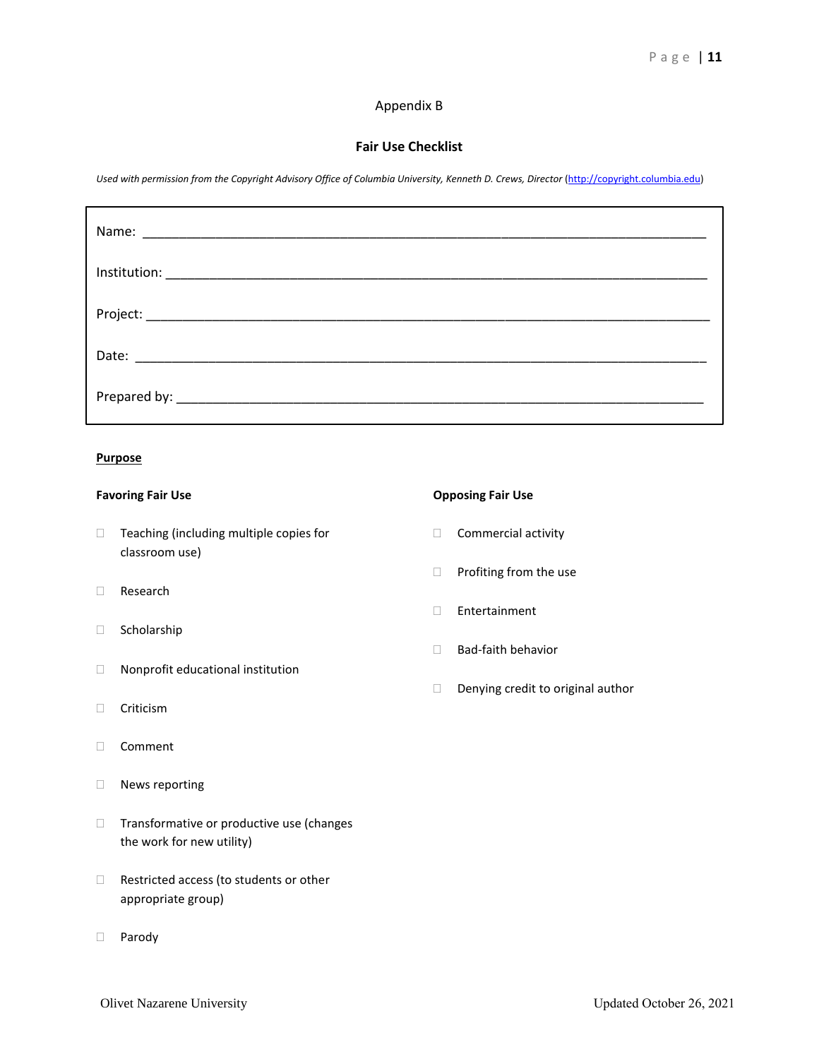Appendix B

## Fair Use Checklist

*Used with permission from the Copyright Advisory Office of Columbia University, Kenneth D. Crews, Director* (http://copyright.columbia.edu)

Name: ______________________________________________________________________________

Institution: __________________________________________________________________________

Project: ____________________________________________________________________________

Date: ______________________________________________________________________________

Prepared by: ________________________________________________________________________

**Purpose**

**Favoring Fair Use**

- ☐ Teaching (including multiple copies for classroom use)
- ☐ Research
- ☐ Scholarship
- ☐ Nonprofit educational institution
- ☐ Criticism
- ☐ Comment
- ☐ News reporting
- ☐ Transformative or productive use (changes the work for new utility)
- ☐ Restricted access (to students or other appropriate group)
- ☐ Parody

**Opposing Fair Use**

- ☐ Commercial activity
- ☐ Profiting from the use
- ☐ Entertainment
- ☐ Bad-faith behavior
- ☐ Denying credit to original author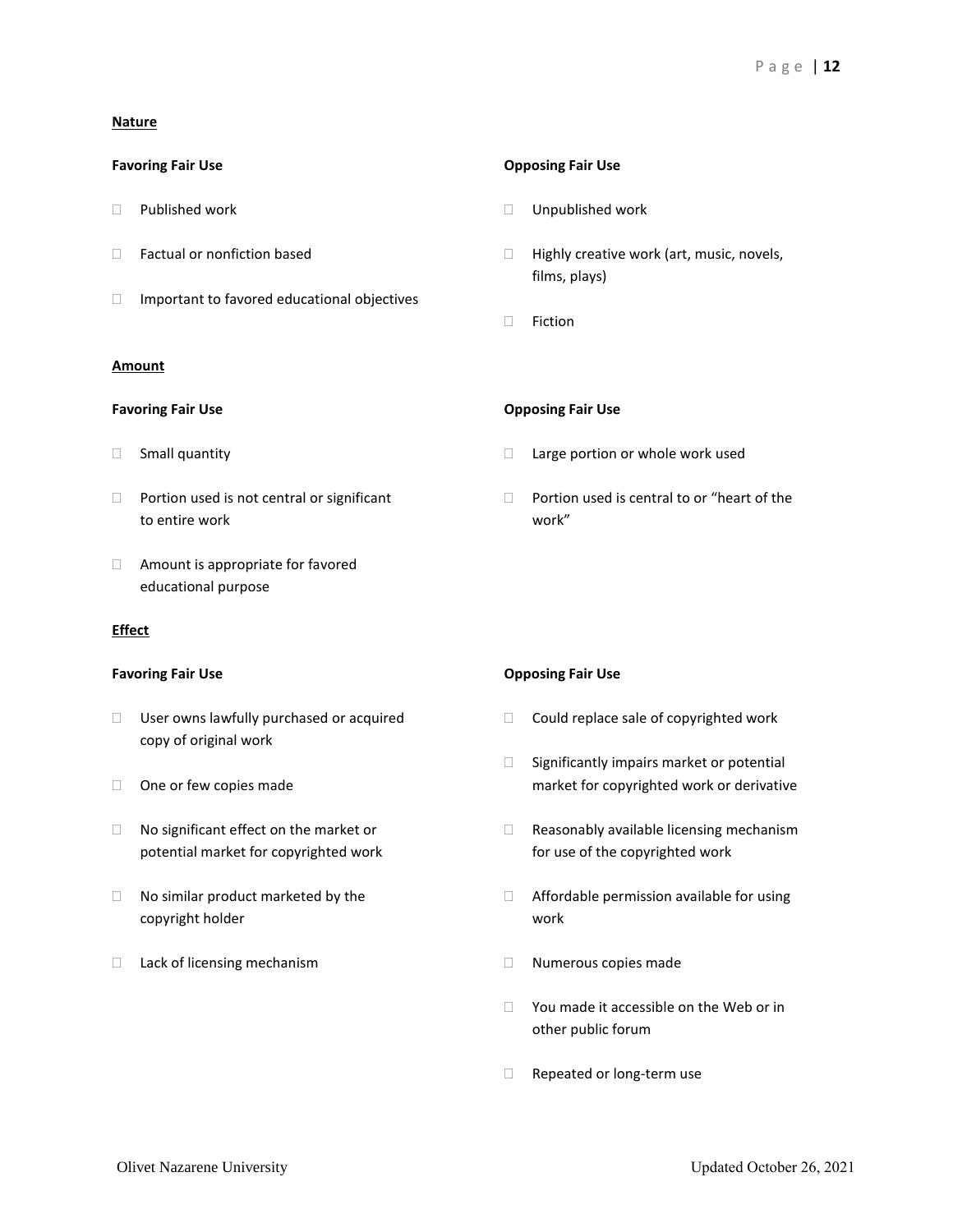**Nature**

| Favoring Fair Use | Opposing Fair Use |
| --- | --- |
| ☐ Published work | ☐ Unpublished work |
| ☐ Factual or nonfiction based | ☐ Highly creative work (art, music, novels, films, plays) |
| ☐ Important to favored educational objectives | ☐ Fiction |

**Amount**

| Favoring Fair Use | Opposing Fair Use |
| --- | --- |
| ☐ Small quantity | ☐ Large portion or whole work used |
| ☐ Portion used is not central or significant to entire work | ☐ Portion used is central to or "heart of the work" |
| ☐ Amount is appropriate for favored educational purpose | |

**Effect**

| Favoring Fair Use | Opposing Fair Use |
| --- | --- |
| ☐ User owns lawfully purchased or acquired copy of original work | ☐ Could replace sale of copyrighted work |
| ☐ One or few copies made | ☐ Significantly impairs market or potential market for copyrighted work or derivative |
| ☐ No significant effect on the market or potential market for copyrighted work | ☐ Reasonably available licensing mechanism for use of the copyrighted work |
| ☐ No similar product marketed by the copyright holder | ☐ Affordable permission available for using work |
| ☐ Lack of licensing mechanism | ☐ Numerous copies made |
| | ☐ You made it accessible on the Web or in other public forum |
| | ☐ Repeated or long-term use |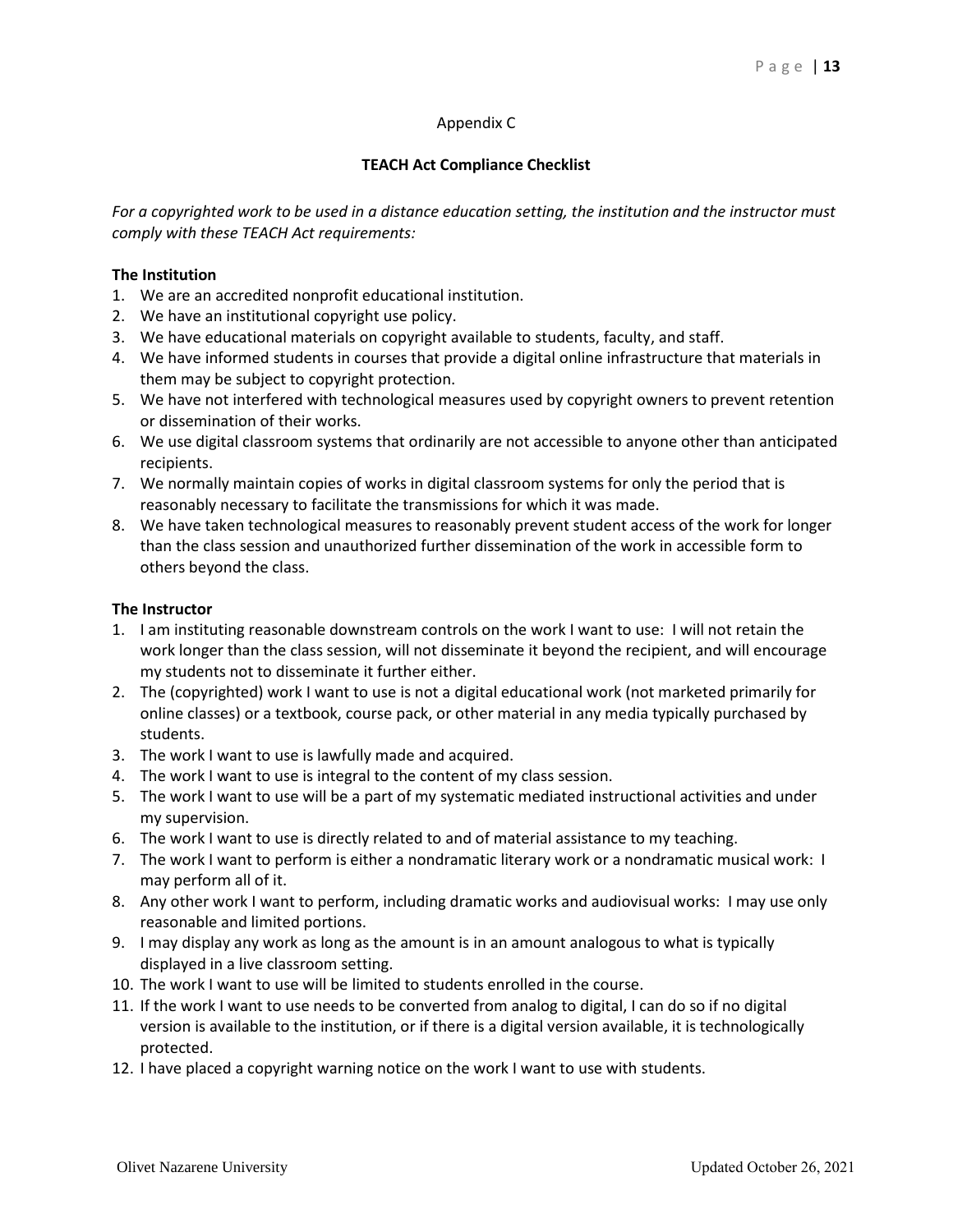Appendix C

## TEACH Act Compliance Checklist

*For a copyrighted work to be used in a distance education setting, the institution and the instructor must comply with these TEACH Act requirements:*

**The Institution**

1. We are an accredited nonprofit educational institution.
2. We have an institutional copyright use policy.
3. We have educational materials on copyright available to students, faculty, and staff.
4. We have informed students in courses that provide a digital online infrastructure that materials in them may be subject to copyright protection.
5. We have not interfered with technological measures used by copyright owners to prevent retention or dissemination of their works.
6. We use digital classroom systems that ordinarily are not accessible to anyone other than anticipated recipients.
7. We normally maintain copies of works in digital classroom systems for only the period that is reasonably necessary to facilitate the transmissions for which it was made.
8. We have taken technological measures to reasonably prevent student access of the work for longer than the class session and unauthorized further dissemination of the work in accessible form to others beyond the class.

**The Instructor**

1. I am instituting reasonable downstream controls on the work I want to use: I will not retain the work longer than the class session, will not disseminate it beyond the recipient, and will encourage my students not to disseminate it further either.
2. The (copyrighted) work I want to use is not a digital educational work (not marketed primarily for online classes) or a textbook, course pack, or other material in any media typically purchased by students.
3. The work I want to use is lawfully made and acquired.
4. The work I want to use is integral to the content of my class session.
5. The work I want to use will be a part of my systematic mediated instructional activities and under my supervision.
6. The work I want to use is directly related to and of material assistance to my teaching.
7. The work I want to perform is either a nondramatic literary work or a nondramatic musical work: I may perform all of it.
8. Any other work I want to perform, including dramatic works and audiovisual works: I may use only reasonable and limited portions.
9. I may display any work as long as the amount is in an amount analogous to what is typically displayed in a live classroom setting.
10. The work I want to use will be limited to students enrolled in the course.
11. If the work I want to use needs to be converted from analog to digital, I can do so if no digital version is available to the institution, or if there is a digital version available, it is technologically protected.
12. I have placed a copyright warning notice on the work I want to use with students.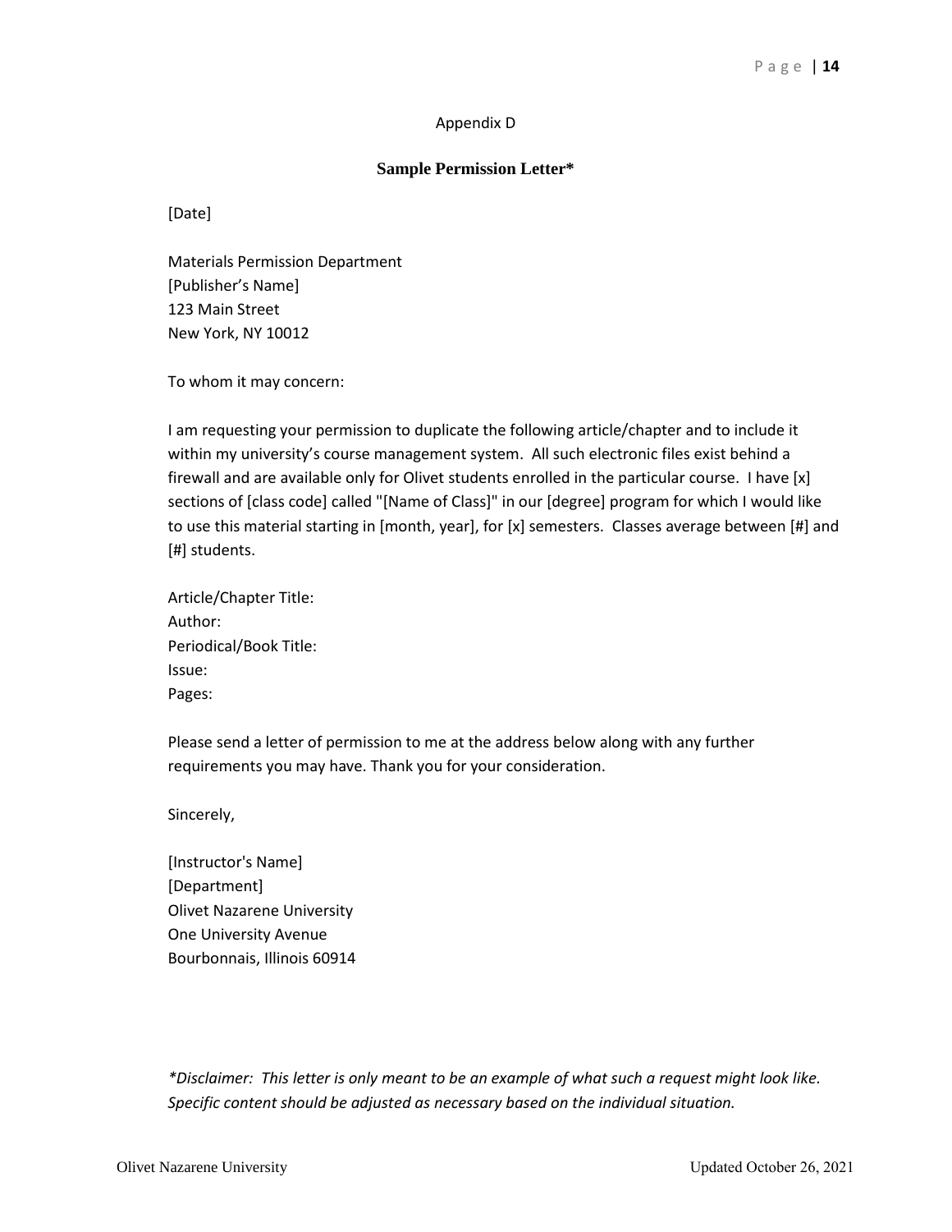Appendix D

## Sample Permission Letter*

[Date]

Materials Permission Department
[Publisher's Name]
123 Main Street
New York, NY 10012

To whom it may concern:

I am requesting your permission to duplicate the following article/chapter and to include it within my university's course management system. All such electronic files exist behind a firewall and are available only for Olivet students enrolled in the particular course. I have [x] sections of [class code] called "[Name of Class]" in our [degree] program for which I would like to use this material starting in [month, year], for [x] semesters. Classes average between [#] and [#] students.

Article/Chapter Title:
Author:
Periodical/Book Title:
Issue:
Pages:

Please send a letter of permission to me at the address below along with any further requirements you may have. Thank you for your consideration.

Sincerely,

[Instructor's Name]
[Department]
Olivet Nazarene University
One University Avenue
Bourbonnais, Illinois 60914

*\*Disclaimer: This letter is only meant to be an example of what such a request might look like. Specific content should be adjusted as necessary based on the individual situation.*